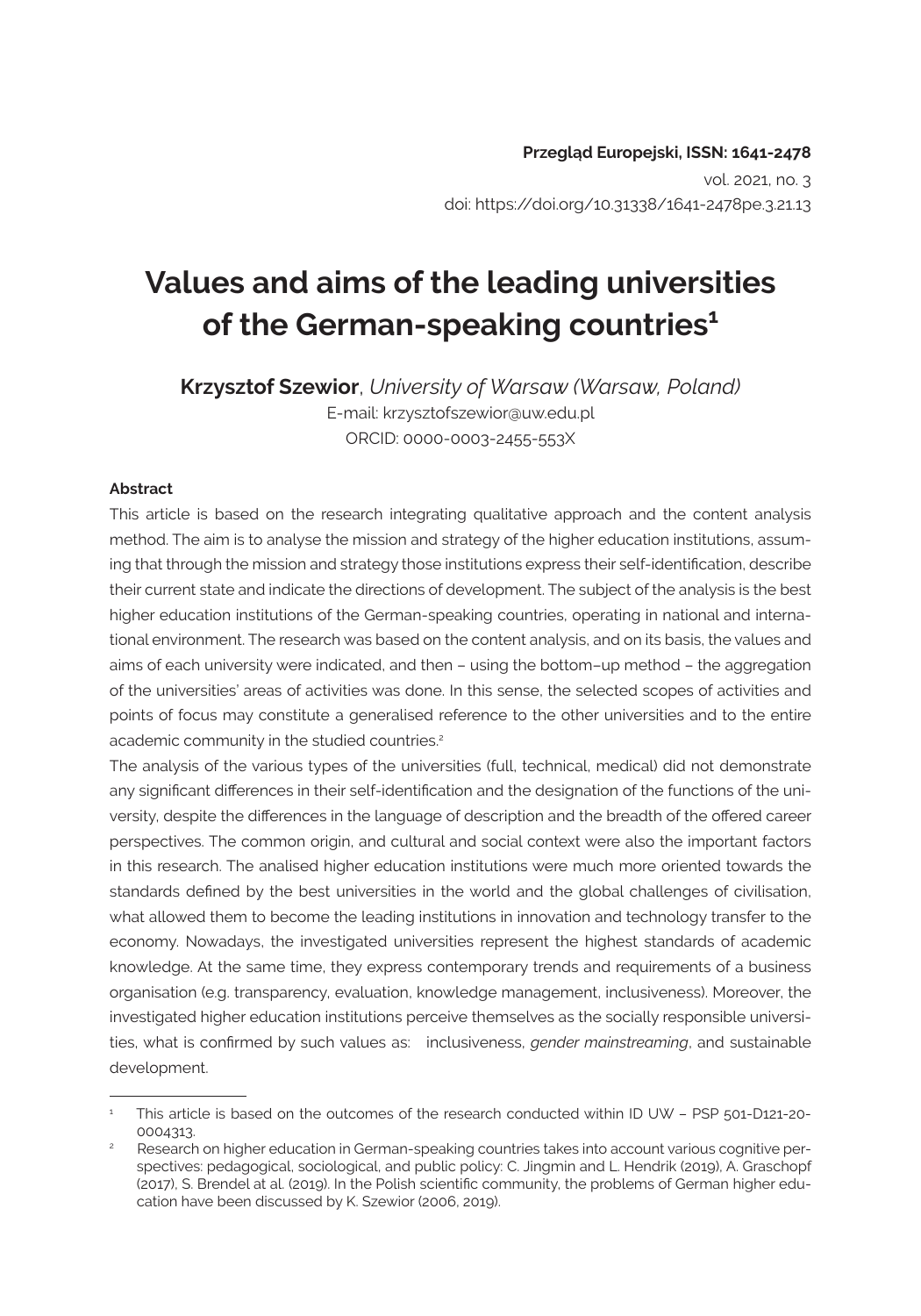**Przegląd Europejski, ISSN: 1641-2478**
vol. 2021, no. 3
doi: https://doi.org/10.31338/1641-2478pe.3.21.13

# Values and aims of the leading universities of the German-speaking countries[1]

**Krzysztof Szewior**, *University of Warsaw (Warsaw, Poland)*
E-mail: krzysztofszewior@uw.edu.pl
ORCID: 0000-0003-2455-553X

**Abstract**

This article is based on the research integrating qualitative approach and the content analysis method. The aim is to analyse the mission and strategy of the higher education institutions, assuming that through the mission and strategy those institutions express their self-identification, describe their current state and indicate the directions of development. The subject of the analysis is the best higher education institutions of the German-speaking countries, operating in national and international environment. The research was based on the content analysis, and on its basis, the values and aims of each university were indicated, and then – using the bottom–up method – the aggregation of the universities' areas of activities was done. In this sense, the selected scopes of activities and points of focus may constitute a generalised reference to the other universities and to the entire academic community in the studied countries.[2]

The analysis of the various types of the universities (full, technical, medical) did not demonstrate any significant differences in their self-identification and the designation of the functions of the university, despite the differences in the language of description and the breadth of the offered career perspectives. The common origin, and cultural and social context were also the important factors in this research. The analised higher education institutions were much more oriented towards the standards defined by the best universities in the world and the global challenges of civilisation, what allowed them to become the leading institutions in innovation and technology transfer to the economy. Nowadays, the investigated universities represent the highest standards of academic knowledge. At the same time, they express contemporary trends and requirements of a business organisation (e.g. transparency, evaluation, knowledge management, inclusiveness). Moreover, the investigated higher education institutions perceive themselves as the socially responsible universities, what is confirmed by such values as: inclusiveness, *gender mainstreaming*, and sustainable development.

---

[1] This article is based on the outcomes of the research conducted within ID UW – PSP 501-D121-20-0004313.

[2] Research on higher education in German-speaking countries takes into account various cognitive perspectives: pedagogical, sociological, and public policy: C. Jingmin and L. Hendrik (2019), A. Graschopf (2017), S. Brendel at al. (2019). In the Polish scientific community, the problems of German higher education have been discussed by K. Szewior (2006, 2019).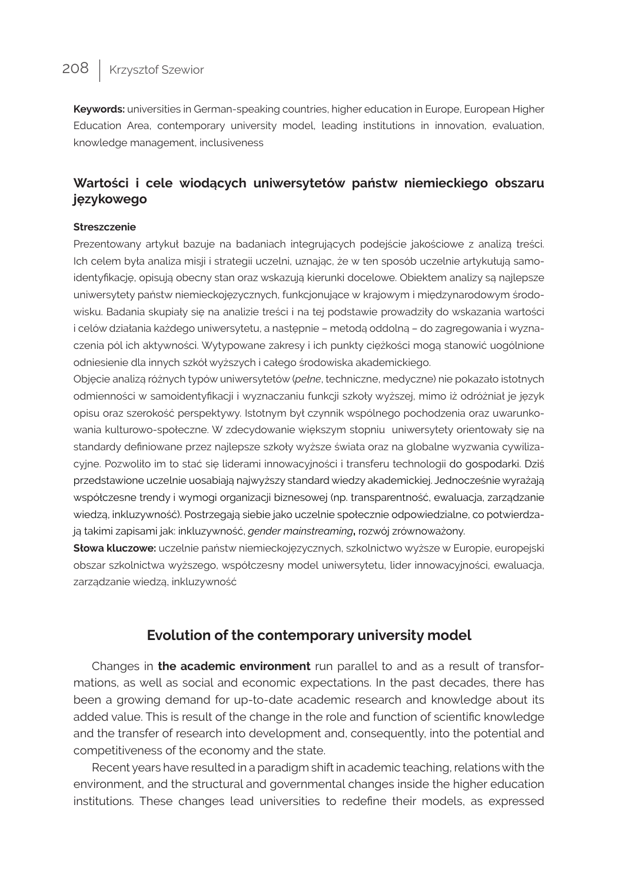**Keywords:** universities in German-speaking countries, higher education in Europe, European Higher Education Area, contemporary university model, leading institutions in innovation, evaluation, knowledge management, inclusiveness

## Wartości i cele wiodących uniwersytetów państw niemieckiego obszaru językowego

**Streszczenie**

Prezentowany artykuł bazuje na badaniach integrujących podejście jakościowe z analizą treści. Ich celem była analiza misji i strategii uczelni, uznając, że w ten sposób uczelnie artykułują samoidentyfikację, opisują obecny stan oraz wskazują kierunki docelowe. Obiektem analizy są najlepsze uniwersytety państw niemieckojęzycznych, funkcjonujące w krajowym i międzynarodowym środowisku. Badania skupiały się na analizie treści i na tej podstawie prowadziły do wskazania wartości i celów działania każdego uniwersytetu, a następnie – metodą oddolną – do zagregowania i wyznaczenia pól ich aktywności. Wytypowane zakresy i ich punkty ciężkości mogą stanowić uogólnione odniesienie dla innych szkół wyższych i całego środowiska akademickiego.

Objęcie analizą różnych typów uniwersytetów (*pełne*, techniczne, medyczne) nie pokazało istotnych odmienności w samoidentyfikacji i wyznaczaniu funkcji szkoły wyższej, mimo iż odróżniał je język opisu oraz szerokość perspektywy. Istotnym był czynnik wspólnego pochodzenia oraz uwarunkowania kulturowo-społeczne. W zdecydowanie większym stopniu uniwersytety orientowały się na standardy definiowane przez najlepsze szkoły wyższe świata oraz na globalne wyzwania cywilizacyjne. Pozwoliło im to stać się liderami innowacyjności i transferu technologii do gospodarki. Dziś przedstawione uczelnie uosabiają najwyższy standard wiedzy akademickiej. Jednocześnie wyrażają współczesne trendy i wymogi organizacji biznesowej (np. transparentność, ewaluacja, zarządzanie wiedzą, inkluzywność). Postrzegają siebie jako uczelnie społecznie odpowiedzialne, co potwierdzają takimi zapisami jak: inkluzywność, *gender mainstreaming*, rozwój zrównoważony.

**Słowa kluczowe:** uczelnie państw niemieckojęzycznych, szkolnictwo wyższe w Europie, europejski obszar szkolnictwa wyższego, współczesny model uniwersytetu, lider innowacyjności, ewaluacja, zarządzanie wiedzą, inkluzywność

## Evolution of the contemporary university model

Changes in **the academic environment** run parallel to and as a result of transformations, as well as social and economic expectations. In the past decades, there has been a growing demand for up-to-date academic research and knowledge about its added value. This is result of the change in the role and function of scientific knowledge and the transfer of research into development and, consequently, into the potential and competitiveness of the economy and the state.

Recent years have resulted in a paradigm shift in academic teaching, relations with the environment, and the structural and governmental changes inside the higher education institutions. These changes lead universities to redefine their models, as expressed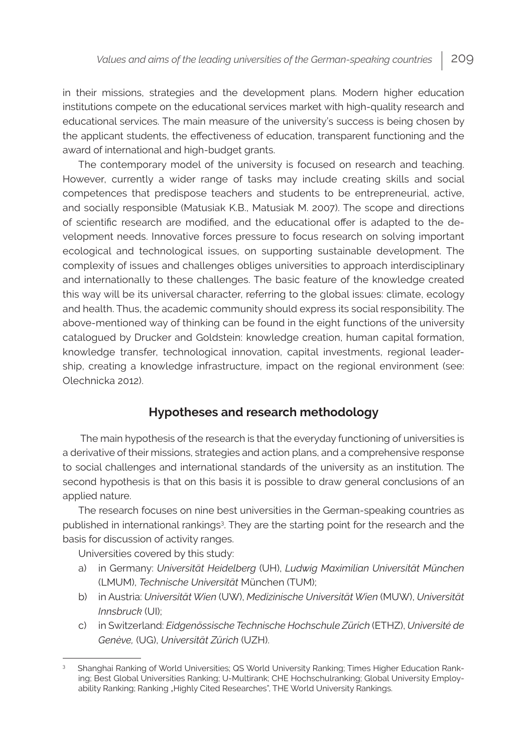in their missions, strategies and the development plans. Modern higher education institutions compete on the educational services market with high-quality research and educational services. The main measure of the university's success is being chosen by the applicant students, the effectiveness of education, transparent functioning and the award of international and high-budget grants.

The contemporary model of the university is focused on research and teaching. However, currently a wider range of tasks may include creating skills and social competences that predispose teachers and students to be entrepreneurial, active, and socially responsible (Matusiak K.B., Matusiak M. 2007). The scope and directions of scientific research are modified, and the educational offer is adapted to the development needs. Innovative forces pressure to focus research on solving important ecological and technological issues, on supporting sustainable development. The complexity of issues and challenges obliges universities to approach interdisciplinary and internationally to these challenges. The basic feature of the knowledge created this way will be its universal character, referring to the global issues: climate, ecology and health. Thus, the academic community should express its social responsibility. The above-mentioned way of thinking can be found in the eight functions of the university catalogued by Drucker and Goldstein: knowledge creation, human capital formation, knowledge transfer, technological innovation, capital investments, regional leadership, creating a knowledge infrastructure, impact on the regional environment (see: Olechnicka 2012).

## Hypotheses and research methodology

The main hypothesis of the research is that the everyday functioning of universities is a derivative of their missions, strategies and action plans, and a comprehensive response to social challenges and international standards of the university as an institution. The second hypothesis is that on this basis it is possible to draw general conclusions of an applied nature.

The research focuses on nine best universities in the German-speaking countries as published in international rankings[3]. They are the starting point for the research and the basis for discussion of activity ranges.

Universities covered by this study:

a) in Germany: *Universität Heidelberg* (UH), *Ludwig Maximilian Universität München* (LMUM), *Technische Universität* München (TUM);
b) in Austria: *Universität Wien* (UW), *Medizinische Universität Wien* (MUW), *Universität Innsbruck* (UI);
c) in Switzerland: *Eidgenössische Technische Hochschule Zürich* (ETHZ), *Université de Genève,* (UG), *Universität Zürich* (UZH).

---

[3] Shanghai Ranking of World Universities; QS World University Ranking; Times Higher Education Ranking; Best Global Universities Ranking; U-Multirank; CHE Hochschulranking; Global University Employability Ranking; Ranking „Highly Cited Researches", THE World University Rankings.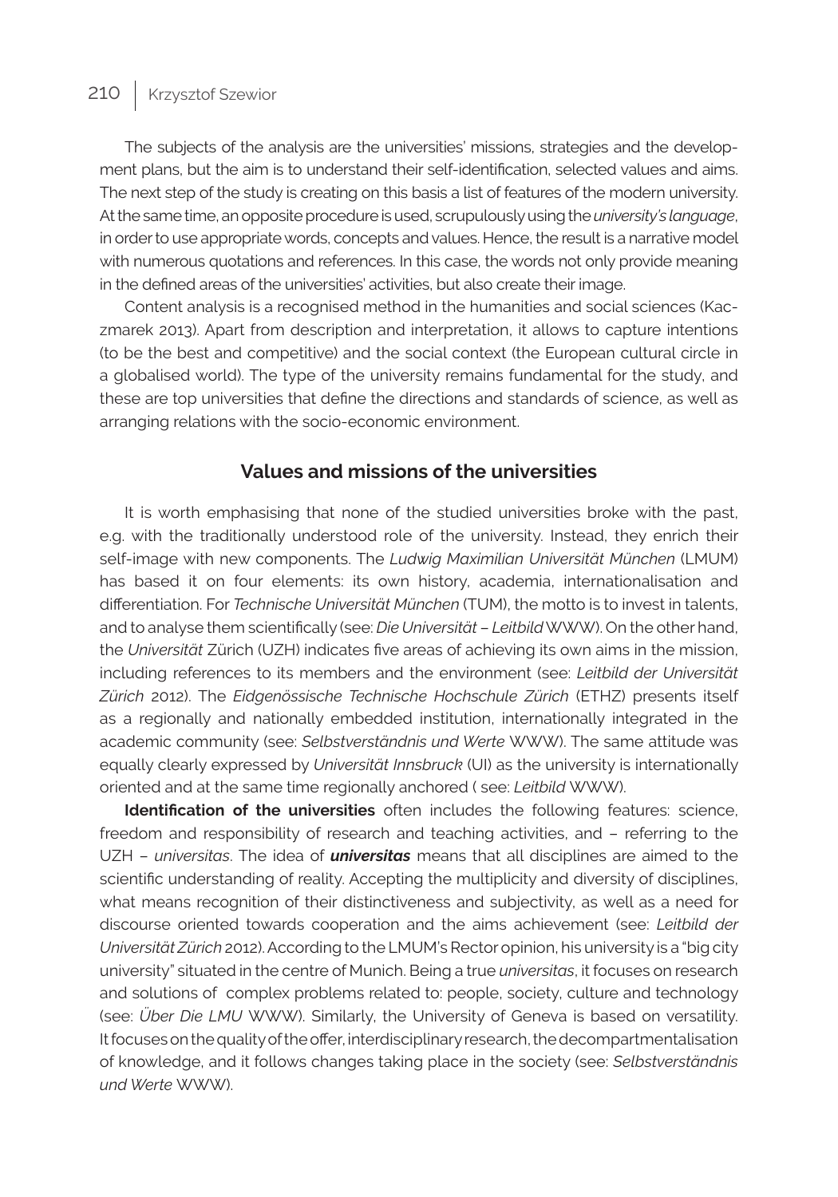The subjects of the analysis are the universities' missions, strategies and the development plans, but the aim is to understand their self-identification, selected values and aims. The next step of the study is creating on this basis a list of features of the modern university. At the same time, an opposite procedure is used, scrupulously using the *university's language*, in order to use appropriate words, concepts and values. Hence, the result is a narrative model with numerous quotations and references. In this case, the words not only provide meaning in the defined areas of the universities' activities, but also create their image.

Content analysis is a recognised method in the humanities and social sciences (Kaczmarek 2013). Apart from description and interpretation, it allows to capture intentions (to be the best and competitive) and the social context (the European cultural circle in a globalised world). The type of the university remains fundamental for the study, and these are top universities that define the directions and standards of science, as well as arranging relations with the socio-economic environment.

## Values and missions of the universities

It is worth emphasising that none of the studied universities broke with the past, e.g. with the traditionally understood role of the university. Instead, they enrich their self-image with new components. The *Ludwig Maximilian Universität München* (LMUM) has based it on four elements: its own history, academia, internationalisation and differentiation. For *Technische Universität München* (TUM), the motto is to invest in talents, and to analyse them scientifically (see: *Die Universität – Leitbild* WWW). On the other hand, the *Universität* Zürich (UZH) indicates five areas of achieving its own aims in the mission, including references to its members and the environment (see: *Leitbild der Universität Zürich* 2012). The *Eidgenössische Technische Hochschule Zürich* (ETHZ) presents itself as a regionally and nationally embedded institution, internationally integrated in the academic community (see: *Selbstverständnis und Werte* WWW). The same attitude was equally clearly expressed by *Universität Innsbruck* (UI) as the university is internationally oriented and at the same time regionally anchored ( see: *Leitbild* WWW).

**Identification of the universities** often includes the following features: science, freedom and responsibility of research and teaching activities, and – referring to the UZH – *universitas*. The idea of ***universitas*** means that all disciplines are aimed to the scientific understanding of reality. Accepting the multiplicity and diversity of disciplines, what means recognition of their distinctiveness and subjectivity, as well as a need for discourse oriented towards cooperation and the aims achievement (see: *Leitbild der Universität Zürich* 2012). According to the LMUM's Rector opinion, his university is a "big city university" situated in the centre of Munich. Being a true *universitas*, it focuses on research and solutions of complex problems related to: people, society, culture and technology (see: *Über Die LMU* WWW). Similarly, the University of Geneva is based on versatility. It focuses on the quality of the offer, interdisciplinary research, the decompartmentalisation of knowledge, and it follows changes taking place in the society (see: *Selbstverständnis und Werte* WWW).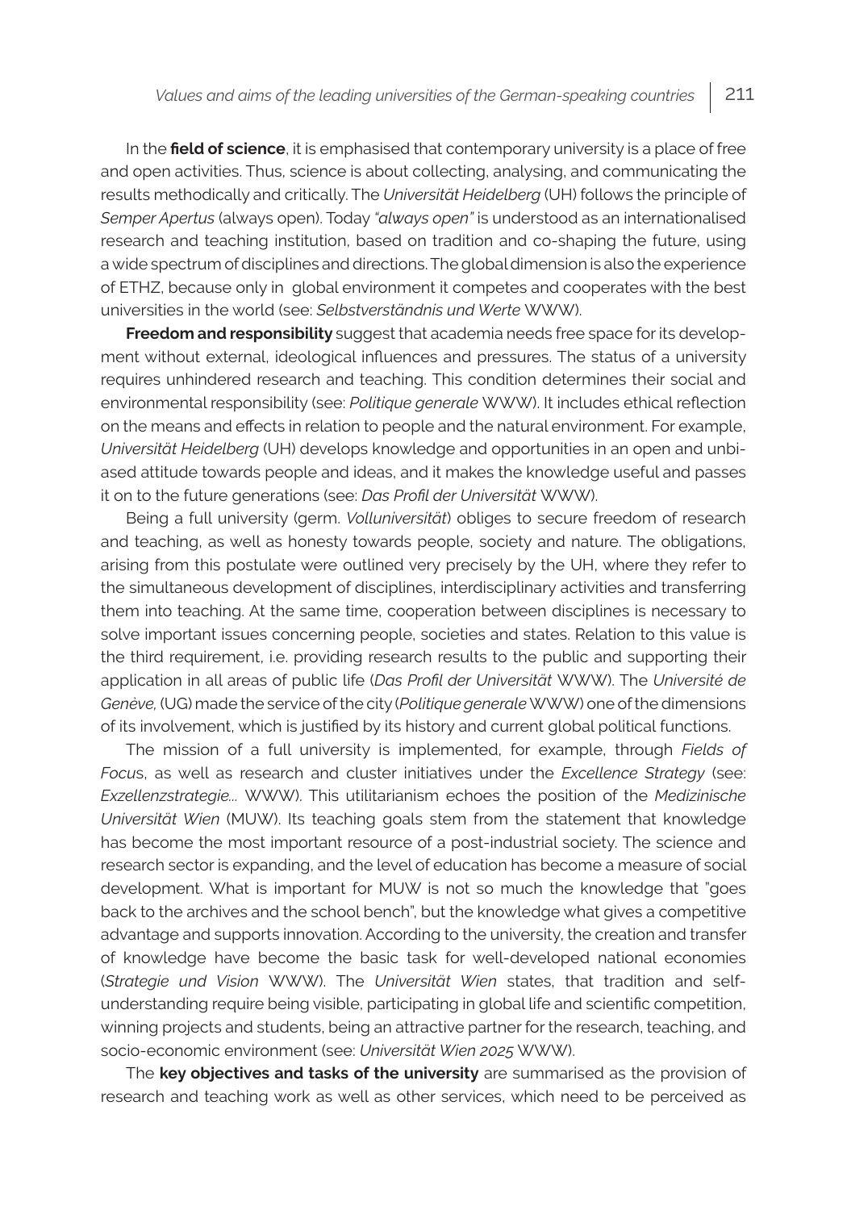In the **field of science**, it is emphasised that contemporary university is a place of free and open activities. Thus, science is about collecting, analysing, and communicating the results methodically and critically. The *Universität Heidelberg* (UH) follows the principle of *Semper Apertus* (always open). Today *"always open"* is understood as an internationalised research and teaching institution, based on tradition and co-shaping the future, using a wide spectrum of disciplines and directions. The global dimension is also the experience of ETHZ, because only in global environment it competes and cooperates with the best universities in the world (see: *Selbstverständnis und Werte* WWW).

**Freedom and responsibility** suggest that academia needs free space for its development without external, ideological influences and pressures. The status of a university requires unhindered research and teaching. This condition determines their social and environmental responsibility (see: *Politique generale* WWW). It includes ethical reflection on the means and effects in relation to people and the natural environment. For example, *Universität Heidelberg* (UH) develops knowledge and opportunities in an open and unbiased attitude towards people and ideas, and it makes the knowledge useful and passes it on to the future generations (see: *Das Profil der Universität* WWW).

Being a full university (germ. *Volluniversität*) obliges to secure freedom of research and teaching, as well as honesty towards people, society and nature. The obligations, arising from this postulate were outlined very precisely by the UH, where they refer to the simultaneous development of disciplines, interdisciplinary activities and transferring them into teaching. At the same time, cooperation between disciplines is necessary to solve important issues concerning people, societies and states. Relation to this value is the third requirement, i.e. providing research results to the public and supporting their application in all areas of public life (*Das Profil der Universität* WWW). The *Université de Genève,* (UG) made the service of the city (*Politique generale* WWW) one of the dimensions of its involvement, which is justified by its history and current global political functions.

The mission of a full university is implemented, for example, through *Fields of Focus*, as well as research and cluster initiatives under the *Excellence Strategy* (see: *Exzellenzstrategie...* WWW). This utilitarianism echoes the position of the *Medizinische Universität Wien* (MUW). Its teaching goals stem from the statement that knowledge has become the most important resource of a post-industrial society. The science and research sector is expanding, and the level of education has become a measure of social development. What is important for MUW is not so much the knowledge that "goes back to the archives and the school bench", but the knowledge what gives a competitive advantage and supports innovation. According to the university, the creation and transfer of knowledge have become the basic task for well-developed national economies (*Strategie und Vision* WWW). The *Universität Wien* states, that tradition and self-understanding require being visible, participating in global life and scientific competition, winning projects and students, being an attractive partner for the research, teaching, and socio-economic environment (see: *Universität Wien 2025* WWW).

The **key objectives and tasks of the university** are summarised as the provision of research and teaching work as well as other services, which need to be perceived as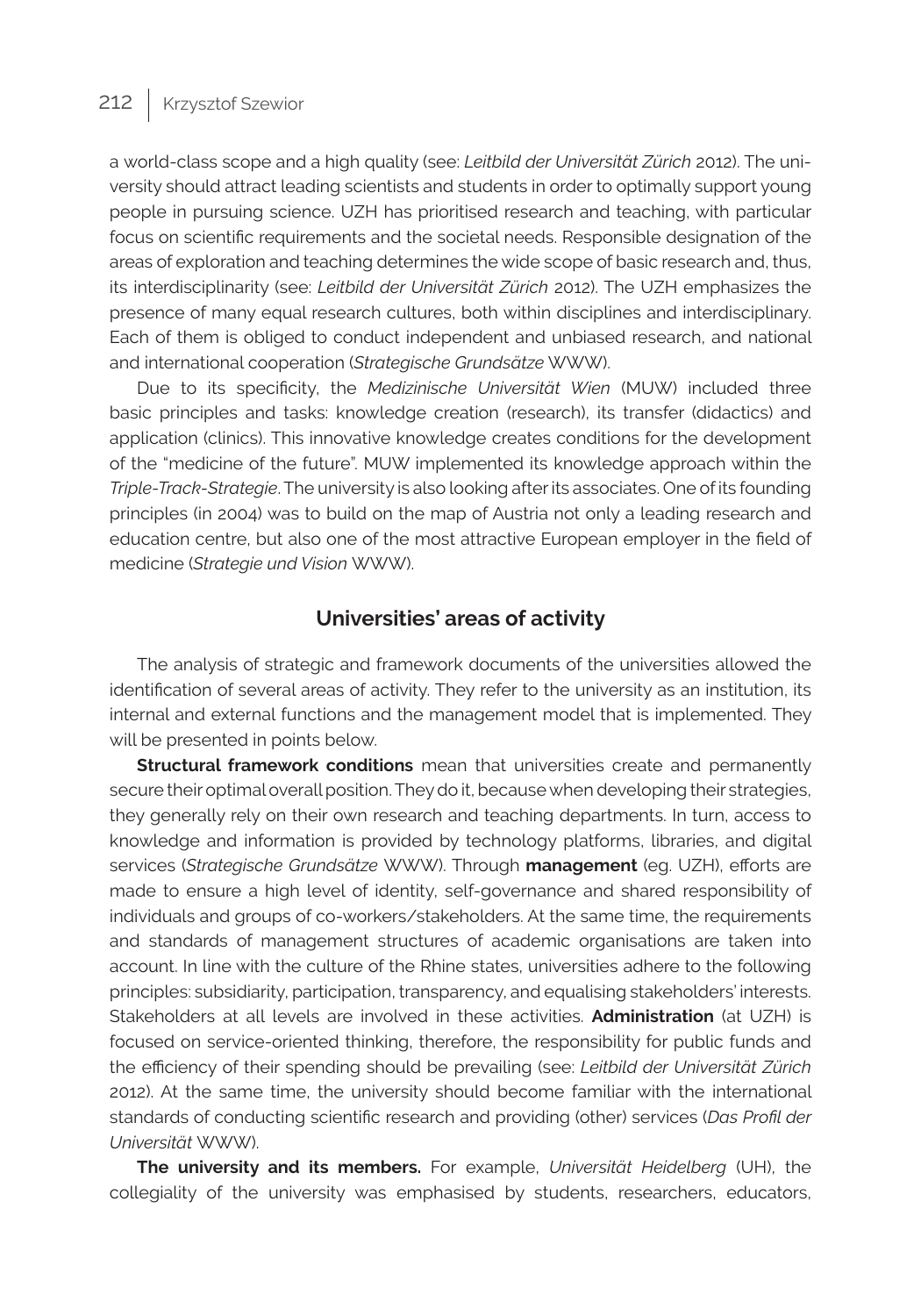a world-class scope and a high quality (see: *Leitbild der Universität Zürich* 2012). The university should attract leading scientists and students in order to optimally support young people in pursuing science. UZH has prioritised research and teaching, with particular focus on scientific requirements and the societal needs. Responsible designation of the areas of exploration and teaching determines the wide scope of basic research and, thus, its interdisciplinarity (see: *Leitbild der Universität Zürich* 2012). The UZH emphasizes the presence of many equal research cultures, both within disciplines and interdisciplinary. Each of them is obliged to conduct independent and unbiased research, and national and international cooperation (*Strategische Grundsätze* WWW).

Due to its specificity, the *Medizinische Universität Wien* (MUW) included three basic principles and tasks: knowledge creation (research), its transfer (didactics) and application (clinics). This innovative knowledge creates conditions for the development of the "medicine of the future". MUW implemented its knowledge approach within the *Triple-Track-Strategie*. The university is also looking after its associates. One of its founding principles (in 2004) was to build on the map of Austria not only a leading research and education centre, but also one of the most attractive European employer in the field of medicine (*Strategie und Vision* WWW).

## Universities' areas of activity

The analysis of strategic and framework documents of the universities allowed the identification of several areas of activity. They refer to the university as an institution, its internal and external functions and the management model that is implemented. They will be presented in points below.

**Structural framework conditions** mean that universities create and permanently secure their optimal overall position. They do it, because when developing their strategies, they generally rely on their own research and teaching departments. In turn, access to knowledge and information is provided by technology platforms, libraries, and digital services (*Strategische Grundsätze* WWW). Through **management** (eg. UZH), efforts are made to ensure a high level of identity, self-governance and shared responsibility of individuals and groups of co-workers/stakeholders. At the same time, the requirements and standards of management structures of academic organisations are taken into account. In line with the culture of the Rhine states, universities adhere to the following principles: subsidiarity, participation, transparency, and equalising stakeholders' interests. Stakeholders at all levels are involved in these activities. **Administration** (at UZH) is focused on service-oriented thinking, therefore, the responsibility for public funds and the efficiency of their spending should be prevailing (see: *Leitbild der Universität Zürich* 2012). At the same time, the university should become familiar with the international standards of conducting scientific research and providing (other) services (*Das Profil der Universität* WWW).

**The university and its members.** For example, *Universität Heidelberg* (UH), the collegiality of the university was emphasised by students, researchers, educators,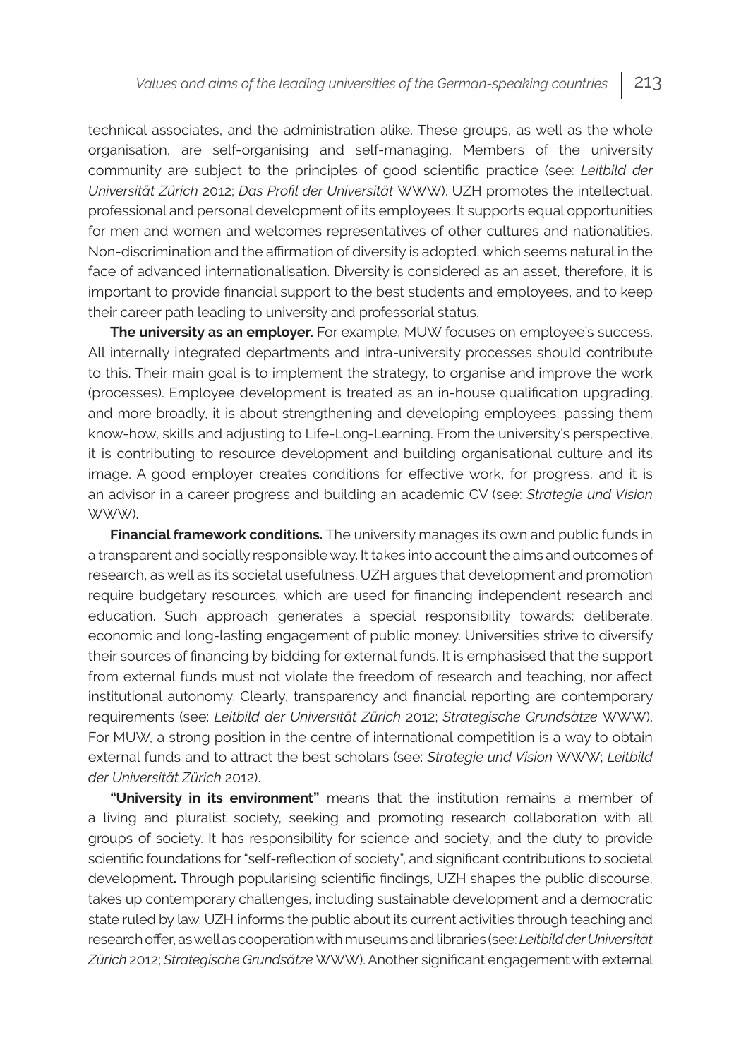technical associates, and the administration alike. These groups, as well as the whole organisation, are self-organising and self-managing. Members of the university community are subject to the principles of good scientific practice (see: *Leitbild der Universität Zürich* 2012; *Das Profil der Universität* WWW). UZH promotes the intellectual, professional and personal development of its employees. It supports equal opportunities for men and women and welcomes representatives of other cultures and nationalities. Non-discrimination and the affirmation of diversity is adopted, which seems natural in the face of advanced internationalisation. Diversity is considered as an asset, therefore, it is important to provide financial support to the best students and employees, and to keep their career path leading to university and professorial status.

**The university as an employer.** For example, MUW focuses on employee's success. All internally integrated departments and intra-university processes should contribute to this. Their main goal is to implement the strategy, to organise and improve the work (processes). Employee development is treated as an in-house qualification upgrading, and more broadly, it is about strengthening and developing employees, passing them know-how, skills and adjusting to Life-Long-Learning. From the university's perspective, it is contributing to resource development and building organisational culture and its image. A good employer creates conditions for effective work, for progress, and it is an advisor in a career progress and building an academic CV (see: *Strategie und Vision* WWW).

**Financial framework conditions.** The university manages its own and public funds in a transparent and socially responsible way. It takes into account the aims and outcomes of research, as well as its societal usefulness. UZH argues that development and promotion require budgetary resources, which are used for financing independent research and education. Such approach generates a special responsibility towards: deliberate, economic and long-lasting engagement of public money. Universities strive to diversify their sources of financing by bidding for external funds. It is emphasised that the support from external funds must not violate the freedom of research and teaching, nor affect institutional autonomy. Clearly, transparency and financial reporting are contemporary requirements (see: *Leitbild der Universität Zürich* 2012; *Strategische Grundsätze* WWW). For MUW, a strong position in the centre of international competition is a way to obtain external funds and to attract the best scholars (see: *Strategie und Vision* WWW; *Leitbild der Universität Zürich* 2012).

**"University in its environment"** means that the institution remains a member of a living and pluralist society, seeking and promoting research collaboration with all groups of society. It has responsibility for science and society, and the duty to provide scientific foundations for "self-reflection of society", and significant contributions to societal development**.** Through popularising scientific findings, UZH shapes the public discourse, takes up contemporary challenges, including sustainable development and a democratic state ruled by law. UZH informs the public about its current activities through teaching and research offer, as well as cooperation with museums and libraries (see: *Leitbild der Universität Zürich* 2012; *Strategische Grundsätze* WWW). Another significant engagement with external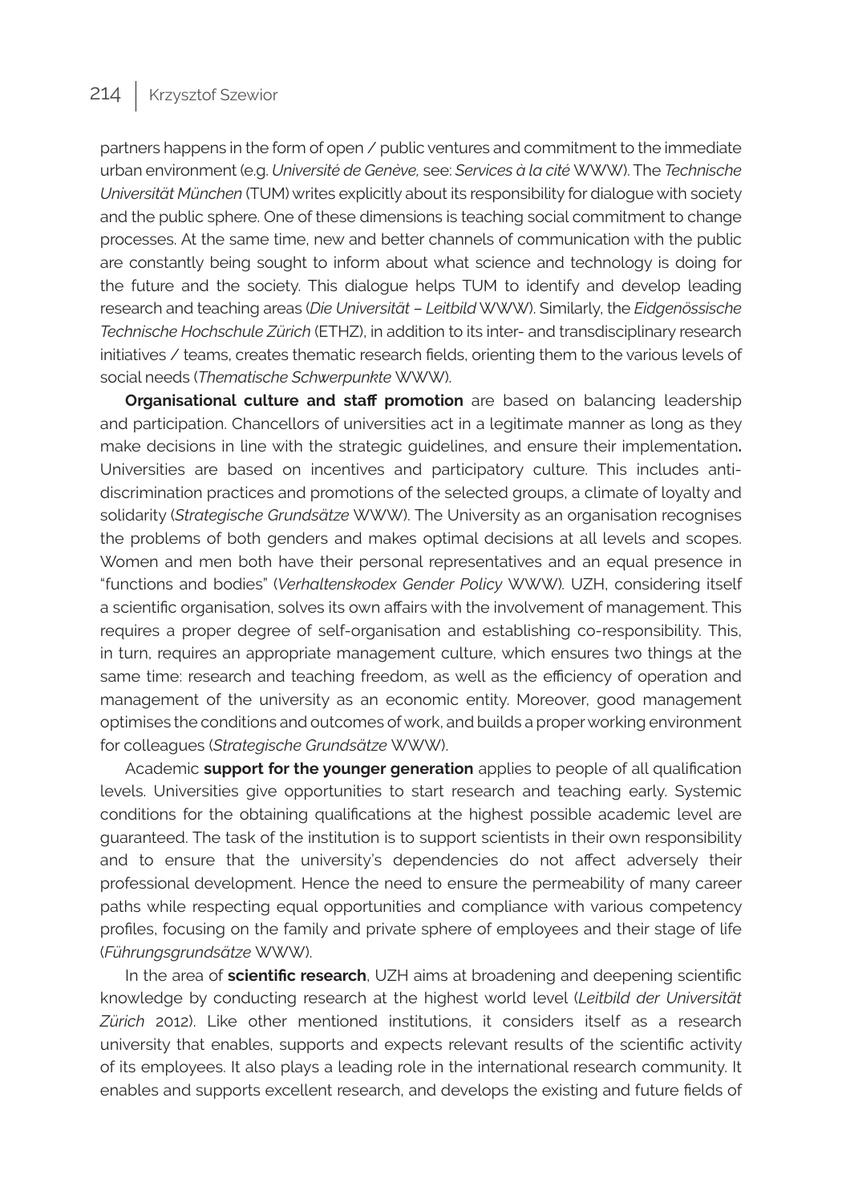partners happens in the form of open / public ventures and commitment to the immediate urban environment (e.g. *Université de Genève,* see: *Services à la cité* WWW). The *Technische Universität München* (TUM) writes explicitly about its responsibility for dialogue with society and the public sphere. One of these dimensions is teaching social commitment to change processes. At the same time, new and better channels of communication with the public are constantly being sought to inform about what science and technology is doing for the future and the society. This dialogue helps TUM to identify and develop leading research and teaching areas (*Die Universität – Leitbild* WWW). Similarly, the *Eidgenössische Technische Hochschule Zürich* (ETHZ), in addition to its inter- and transdisciplinary research initiatives / teams, creates thematic research fields, orienting them to the various levels of social needs (*Thematische Schwerpunkte* WWW).

**Organisational culture and staff promotion** are based on balancing leadership and participation. Chancellors of universities act in a legitimate manner as long as they make decisions in line with the strategic guidelines, and ensure their implementation**.** Universities are based on incentives and participatory culture. This includes anti-discrimination practices and promotions of the selected groups, a climate of loyalty and solidarity (*Strategische Grundsätze* WWW). The University as an organisation recognises the problems of both genders and makes optimal decisions at all levels and scopes. Women and men both have their personal representatives and an equal presence in "functions and bodies" (*Verhaltenskodex Gender Policy* WWW). UZH, considering itself a scientific organisation, solves its own affairs with the involvement of management. This requires a proper degree of self-organisation and establishing co-responsibility. This, in turn, requires an appropriate management culture, which ensures two things at the same time: research and teaching freedom, as well as the efficiency of operation and management of the university as an economic entity. Moreover, good management optimises the conditions and outcomes of work, and builds a proper working environment for colleagues (*Strategische Grundsätze* WWW).

Academic **support for the younger generation** applies to people of all qualification levels. Universities give opportunities to start research and teaching early. Systemic conditions for the obtaining qualifications at the highest possible academic level are guaranteed. The task of the institution is to support scientists in their own responsibility and to ensure that the university's dependencies do not affect adversely their professional development. Hence the need to ensure the permeability of many career paths while respecting equal opportunities and compliance with various competency profiles, focusing on the family and private sphere of employees and their stage of life (*Führungsgrundsätze* WWW).

In the area of **scientific research**, UZH aims at broadening and deepening scientific knowledge by conducting research at the highest world level (*Leitbild der Universität Zürich* 2012). Like other mentioned institutions, it considers itself as a research university that enables, supports and expects relevant results of the scientific activity of its employees. It also plays a leading role in the international research community. It enables and supports excellent research, and develops the existing and future fields of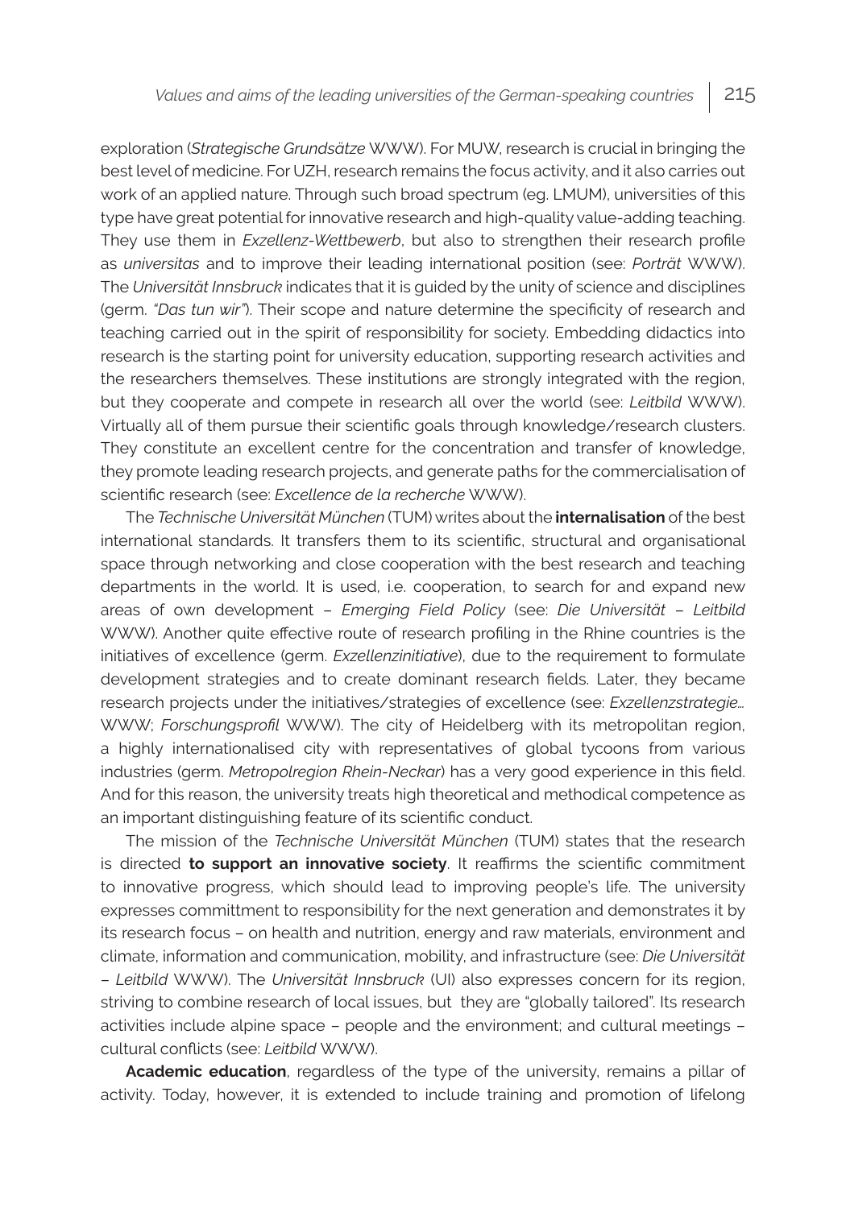exploration (*Strategische Grundsätze* WWW). For MUW, research is crucial in bringing the best level of medicine. For UZH, research remains the focus activity, and it also carries out work of an applied nature. Through such broad spectrum (eg. LMUM), universities of this type have great potential for innovative research and high-quality value-adding teaching. They use them in *Exzellenz-Wettbewerb*, but also to strengthen their research profile as *universitas* and to improve their leading international position (see: *Porträt* WWW). The *Universität Innsbruck* indicates that it is guided by the unity of science and disciplines (germ. *"Das tun wir"*). Their scope and nature determine the specificity of research and teaching carried out in the spirit of responsibility for society. Embedding didactics into research is the starting point for university education, supporting research activities and the researchers themselves. These institutions are strongly integrated with the region, but they cooperate and compete in research all over the world (see: *Leitbild* WWW). Virtually all of them pursue their scientific goals through knowledge/research clusters. They constitute an excellent centre for the concentration and transfer of knowledge, they promote leading research projects, and generate paths for the commercialisation of scientific research (see: *Excellence de la recherche* WWW).

The *Technische Universität München* (TUM) writes about the **internalisation** of the best international standards. It transfers them to its scientific, structural and organisational space through networking and close cooperation with the best research and teaching departments in the world. It is used, i.e. cooperation, to search for and expand new areas of own development – *Emerging Field Policy* (see: *Die Universität – Leitbild* WWW). Another quite effective route of research profiling in the Rhine countries is the initiatives of excellence (germ. *Exzellenzinitiative*), due to the requirement to formulate development strategies and to create dominant research fields. Later, they became research projects under the initiatives/strategies of excellence (see: *Exzellenzstrategie…* WWW; *Forschungsprofil* WWW). The city of Heidelberg with its metropolitan region, a highly internationalised city with representatives of global tycoons from various industries (germ. *Metropolregion Rhein-Neckar*) has a very good experience in this field. And for this reason, the university treats high theoretical and methodical competence as an important distinguishing feature of its scientific conduct.

The mission of the *Technische Universität München* (TUM) states that the research is directed **to support an innovative society**. It reaffirms the scientific commitment to innovative progress, which should lead to improving people's life. The university expresses committment to responsibility for the next generation and demonstrates it by its research focus – on health and nutrition, energy and raw materials, environment and climate, information and communication, mobility, and infrastructure (see: *Die Universität – Leitbild* WWW). The *Universität Innsbruck* (UI) also expresses concern for its region, striving to combine research of local issues, but they are "globally tailored". Its research activities include alpine space – people and the environment; and cultural meetings – cultural conflicts (see: *Leitbild* WWW).

**Academic education**, regardless of the type of the university, remains a pillar of activity. Today, however, it is extended to include training and promotion of lifelong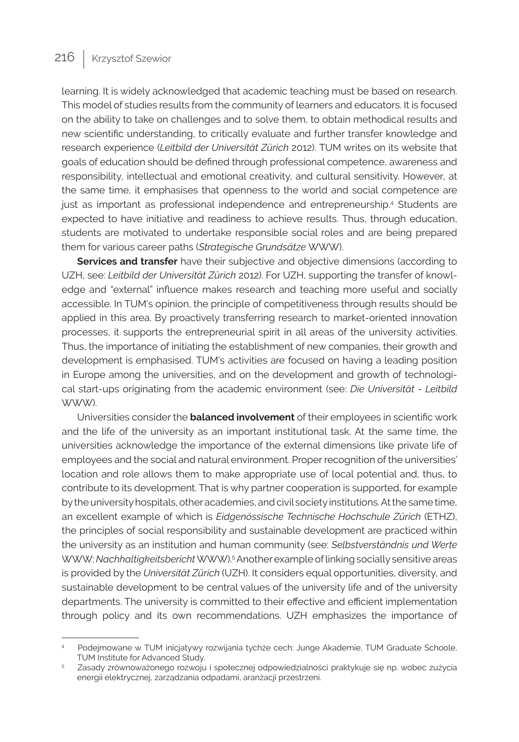learning. It is widely acknowledged that academic teaching must be based on research. This model of studies results from the community of learners and educators. It is focused on the ability to take on challenges and to solve them, to obtain methodical results and new scientific understanding, to critically evaluate and further transfer knowledge and research experience (*Leitbild der Universität Zürich* 2012). TUM writes on its website that goals of education should be defined through professional competence, awareness and responsibility, intellectual and emotional creativity, and cultural sensitivity. However, at the same time, it emphasises that openness to the world and social competence are just as important as professional independence and entrepreneurship.[4] Students are expected to have initiative and readiness to achieve results. Thus, through education, students are motivated to undertake responsible social roles and are being prepared them for various career paths (*Strategische Grundsätze* WWW).

**Services and transfer** have their subjective and objective dimensions (according to UZH, see: *Leitbild der Universität Zürich* 2012). For UZH, supporting the transfer of knowledge and "external" influence makes research and teaching more useful and socially accessible. In TUM's opinion, the principle of competitiveness through results should be applied in this area. By proactively transferring research to market-oriented innovation processes, it supports the entrepreneurial spirit in all areas of the university activities. Thus, the importance of initiating the establishment of new companies, their growth and development is emphasised. TUM's activities are focused on having a leading position in Europe among the universities, and on the development and growth of technological start-ups originating from the academic environment (see: *Die Universität - Leitbild* WWW).

Universities consider the **balanced involvement** of their employees in scientific work and the life of the university as an important institutional task. At the same time, the universities acknowledge the importance of the external dimensions like private life of employees and the social and natural environment. Proper recognition of the universities' location and role allows them to make appropriate use of local potential and, thus, to contribute to its development. That is why partner cooperation is supported, for example by the university hospitals, other academies, and civil society institutions. At the same time, an excellent example of which is *Eidgenössische Technische Hochschule Zürich* (ETHZ), the principles of social responsibility and sustainable development are practiced within the university as an institution and human community (see: *Selbstverständnis und Werte* WWW; *Nachhaltigkeitsbericht* WWW).[5] Another example of linking socially sensitive areas is provided by the *Universität Zürich* (UZH). It considers equal opportunities, diversity, and sustainable development to be central values of the university life and of the university departments. The university is committed to their effective and efficient implementation through policy and its own recommendations. UZH emphasizes the importance of

---

[4] Podejmowane w TUM inicjatywy rozwijania tychże cech: Junge Akademie, TUM Graduate Schoole, TUM Institute for Advanced Study.

[5] Zasady zrównoważonego rozwoju i społecznej odpowiedzialności praktykuje się np. wobec zużycia energii elektrycznej, zarządzania odpadami, aranżacji przestrzeni.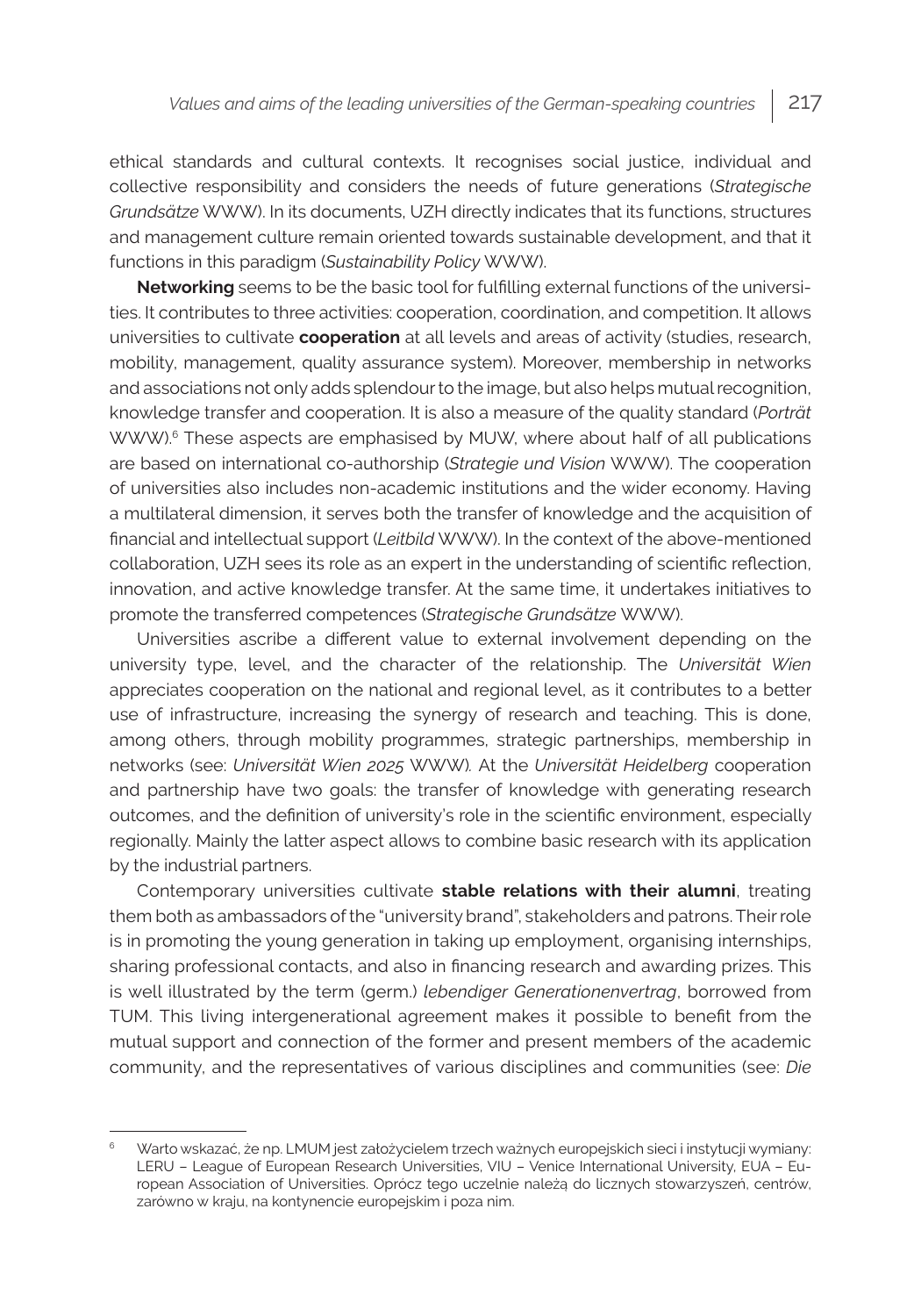ethical standards and cultural contexts. It recognises social justice, individual and collective responsibility and considers the needs of future generations (*Strategische Grundsätze* WWW). In its documents, UZH directly indicates that its functions, structures and management culture remain oriented towards sustainable development, and that it functions in this paradigm (*Sustainability Policy* WWW).

**Networking** seems to be the basic tool for fulfilling external functions of the universities. It contributes to three activities: cooperation, coordination, and competition. It allows universities to cultivate **cooperation** at all levels and areas of activity (studies, research, mobility, management, quality assurance system). Moreover, membership in networks and associations not only adds splendour to the image, but also helps mutual recognition, knowledge transfer and cooperation. It is also a measure of the quality standard (*Porträt* WWW).[6] These aspects are emphasised by MUW, where about half of all publications are based on international co-authorship (*Strategie und Vision* WWW). The cooperation of universities also includes non-academic institutions and the wider economy. Having a multilateral dimension, it serves both the transfer of knowledge and the acquisition of financial and intellectual support (*Leitbild* WWW). In the context of the above-mentioned collaboration, UZH sees its role as an expert in the understanding of scientific reflection, innovation, and active knowledge transfer. At the same time, it undertakes initiatives to promote the transferred competences (*Strategische Grundsätze* WWW).

Universities ascribe a different value to external involvement depending on the university type, level, and the character of the relationship. The *Universität Wien* appreciates cooperation on the national and regional level, as it contributes to a better use of infrastructure, increasing the synergy of research and teaching. This is done, among others, through mobility programmes, strategic partnerships, membership in networks (see: *Universität Wien 2025* WWW). At the *Universität Heidelberg* cooperation and partnership have two goals: the transfer of knowledge with generating research outcomes, and the definition of university's role in the scientific environment, especially regionally. Mainly the latter aspect allows to combine basic research with its application by the industrial partners.

Contemporary universities cultivate **stable relations with their alumni**, treating them both as ambassadors of the "university brand", stakeholders and patrons. Their role is in promoting the young generation in taking up employment, organising internships, sharing professional contacts, and also in financing research and awarding prizes. This is well illustrated by the term (germ.) *lebendiger Generationenvertrag*, borrowed from TUM. This living intergenerational agreement makes it possible to benefit from the mutual support and connection of the former and present members of the academic community, and the representatives of various disciplines and communities (see: *Die*

---

[6] Warto wskazać, że np. LMUM jest założycielem trzech ważnych europejskich sieci i instytucji wymiany: LERU – League of European Research Universities, VIU – Venice International University, EUA – European Association of Universities. Oprócz tego uczelnie należą do licznych stowarzyszeń, centrów, zarówno w kraju, na kontynencie europejskim i poza nim.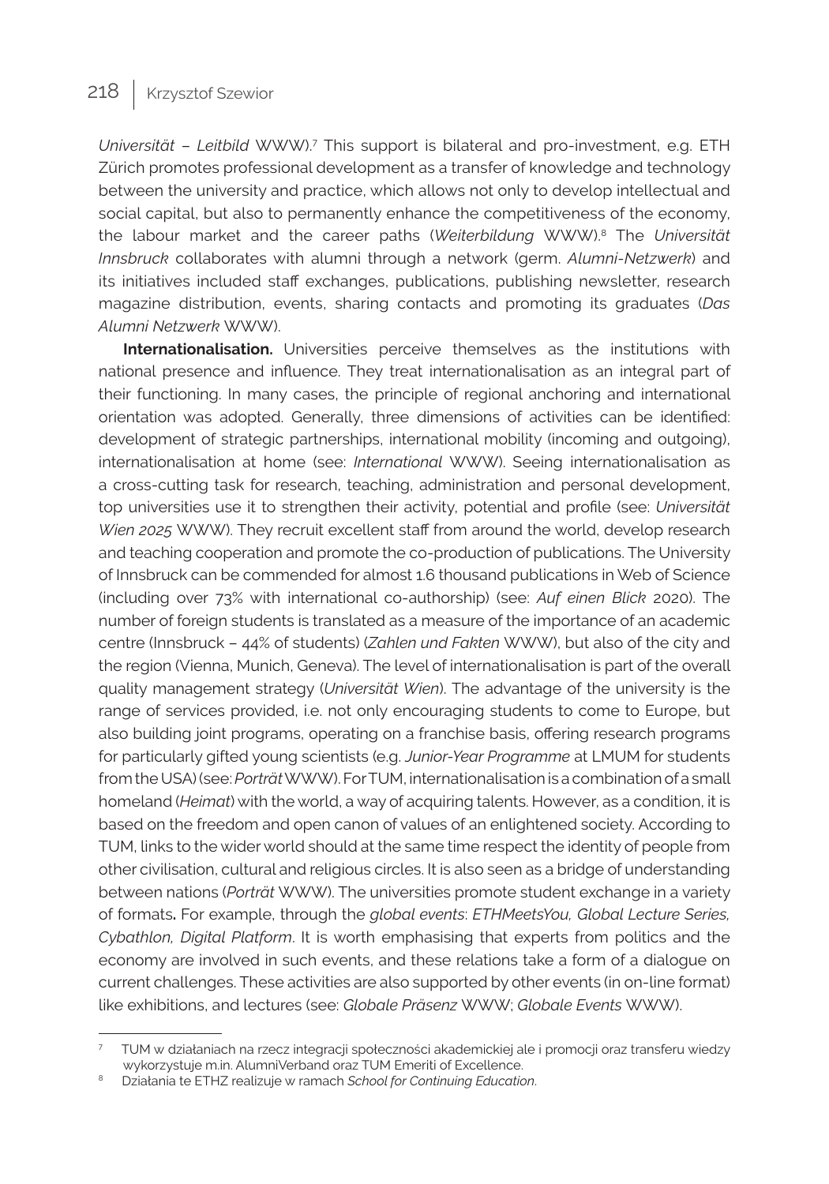*Universität – Leitbild* WWW).[7] This support is bilateral and pro-investment, e.g. ETH Zürich promotes professional development as a transfer of knowledge and technology between the university and practice, which allows not only to develop intellectual and social capital, but also to permanently enhance the competitiveness of the economy, the labour market and the career paths (*Weiterbildung* WWW).[8] The *Universität Innsbruck* collaborates with alumni through a network (germ. *Alumni-Netzwerk*) and its initiatives included staff exchanges, publications, publishing newsletter, research magazine distribution, events, sharing contacts and promoting its graduates (*Das Alumni Netzwerk* WWW).

**Internationalisation.** Universities perceive themselves as the institutions with national presence and influence. They treat internationalisation as an integral part of their functioning. In many cases, the principle of regional anchoring and international orientation was adopted. Generally, three dimensions of activities can be identified: development of strategic partnerships, international mobility (incoming and outgoing), internationalisation at home (see: *International* WWW). Seeing internationalisation as a cross-cutting task for research, teaching, administration and personal development, top universities use it to strengthen their activity, potential and profile (see: *Universität Wien 2025* WWW). They recruit excellent staff from around the world, develop research and teaching cooperation and promote the co-production of publications. The University of Innsbruck can be commended for almost 1.6 thousand publications in Web of Science (including over 73% with international co-authorship) (see: *Auf einen Blick* 2020). The number of foreign students is translated as a measure of the importance of an academic centre (Innsbruck – 44% of students) (*Zahlen und Fakten* WWW), but also of the city and the region (Vienna, Munich, Geneva). The level of internationalisation is part of the overall quality management strategy (*Universität Wien*). The advantage of the university is the range of services provided, i.e. not only encouraging students to come to Europe, but also building joint programs, operating on a franchise basis, offering research programs for particularly gifted young scientists (e.g. *Junior-Year Programme* at LMUM for students from the USA) (see: *Porträt* WWW). For TUM, internationalisation is a combination of a small homeland (*Heimat*) with the world, a way of acquiring talents. However, as a condition, it is based on the freedom and open canon of values of an enlightened society. According to TUM, links to the wider world should at the same time respect the identity of people from other civilisation, cultural and religious circles. It is also seen as a bridge of understanding between nations (*Porträt* WWW). The universities promote student exchange in a variety of formats**.** For example, through the *global events*: *ETHMeetsYou, Global Lecture Series, Cybathlon, Digital Platform*. It is worth emphasising that experts from politics and the economy are involved in such events, and these relations take a form of a dialogue on current challenges. These activities are also supported by other events (in on-line format) like exhibitions, and lectures (see: *Globale Präsenz* WWW; *Globale Events* WWW).

---

[7] TUM w działaniach na rzecz integracji społeczności akademickiej ale i promocji oraz transferu wiedzy wykorzystuje m.in. AlumniVerband oraz TUM Emeriti of Excellence.

[8] Działania te ETHZ realizuje w ramach *School for Continuing Education*.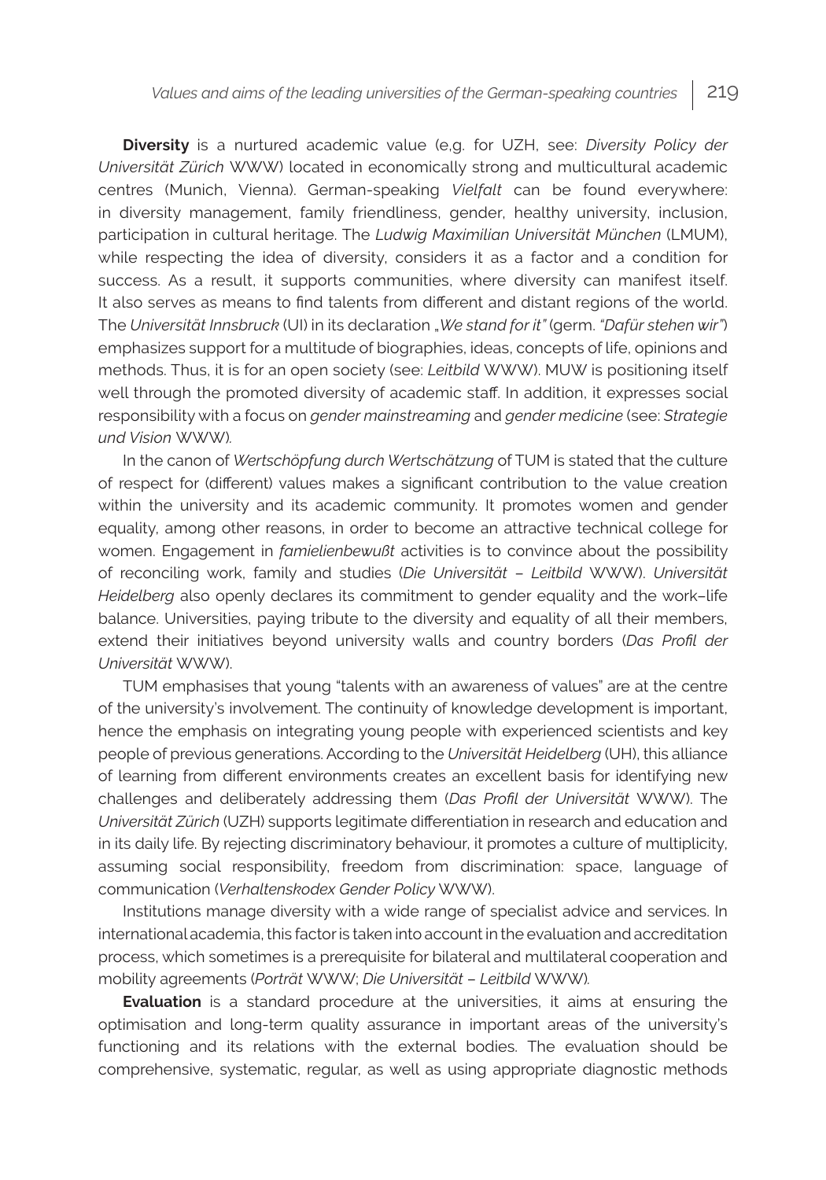**Diversity** is a nurtured academic value (e,g. for UZH, see: *Diversity Policy der Universität Zürich* WWW) located in economically strong and multicultural academic centres (Munich, Vienna). German-speaking *Vielfalt* can be found everywhere: in diversity management, family friendliness, gender, healthy university, inclusion, participation in cultural heritage. The *Ludwig Maximilian Universität München* (LMUM), while respecting the idea of diversity, considers it as a factor and a condition for success. As a result, it supports communities, where diversity can manifest itself. It also serves as means to find talents from different and distant regions of the world. The *Universität Innsbruck* (UI) in its declaration „*We stand for it"* (germ. *"Dafür stehen wir"*) emphasizes support for a multitude of biographies, ideas, concepts of life, opinions and methods. Thus, it is for an open society (see: *Leitbild* WWW). MUW is positioning itself well through the promoted diversity of academic staff. In addition, it expresses social responsibility with a focus on *gender mainstreaming* and *gender medicine* (see: *Strategie und Vision* WWW).

In the canon of *Wertschöpfung durch Wertschätzung* of TUM is stated that the culture of respect for (different) values makes a significant contribution to the value creation within the university and its academic community. It promotes women and gender equality, among other reasons, in order to become an attractive technical college for women. Engagement in *famielienbewußt* activities is to convince about the possibility of reconciling work, family and studies (*Die Universität – Leitbild* WWW). *Universität Heidelberg* also openly declares its commitment to gender equality and the work–life balance. Universities, paying tribute to the diversity and equality of all their members, extend their initiatives beyond university walls and country borders (*Das Profil der Universität* WWW).

TUM emphasises that young "talents with an awareness of values" are at the centre of the university's involvement. The continuity of knowledge development is important, hence the emphasis on integrating young people with experienced scientists and key people of previous generations. According to the *Universität Heidelberg* (UH), this alliance of learning from different environments creates an excellent basis for identifying new challenges and deliberately addressing them (*Das Profil der Universität* WWW). The *Universität Zürich* (UZH) supports legitimate differentiation in research and education and in its daily life. By rejecting discriminatory behaviour, it promotes a culture of multiplicity, assuming social responsibility, freedom from discrimination: space, language of communication (*Verhaltenskodex Gender Policy* WWW).

Institutions manage diversity with a wide range of specialist advice and services. In international academia, this factor is taken into account in the evaluation and accreditation process, which sometimes is a prerequisite for bilateral and multilateral cooperation and mobility agreements (*Porträt* WWW; *Die Universität – Leitbild* WWW).

**Evaluation** is a standard procedure at the universities, it aims at ensuring the optimisation and long-term quality assurance in important areas of the university's functioning and its relations with the external bodies. The evaluation should be comprehensive, systematic, regular, as well as using appropriate diagnostic methods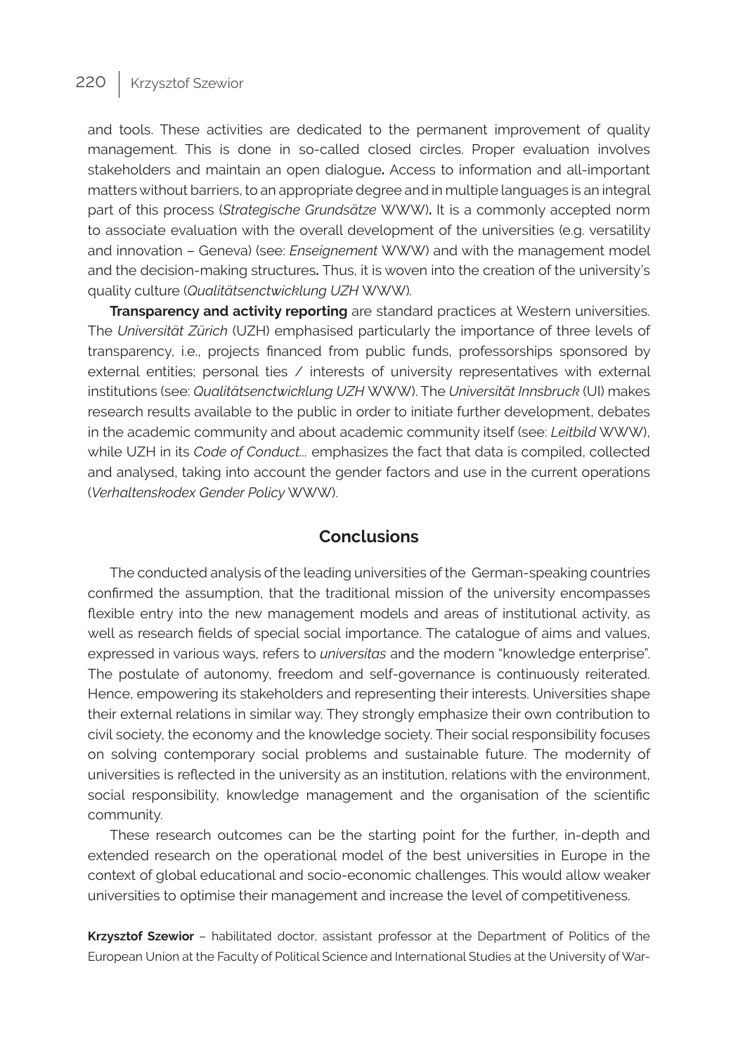and tools. These activities are dedicated to the permanent improvement of quality management. This is done in so-called closed circles. Proper evaluation involves stakeholders and maintain an open dialogue**.** Access to information and all-important matters without barriers, to an appropriate degree and in multiple languages is an integral part of this process (*Strategische Grundsätze* WWW)**.** It is a commonly accepted norm to associate evaluation with the overall development of the universities (e.g. versatility and innovation – Geneva) (see: *Enseignement* WWW) and with the management model and the decision-making structures**.** Thus, it is woven into the creation of the university's quality culture (*Qualitätsenctwicklung UZH* WWW).

**Transparency and activity reporting** are standard practices at Western universities. The *Universität Zürich* (UZH) emphasised particularly the importance of three levels of transparency, i.e., projects financed from public funds, professorships sponsored by external entities; personal ties / interests of university representatives with external institutions (see: *Qualitätsenctwicklung UZH* WWW). The *Universität Innsbruck* (UI) makes research results available to the public in order to initiate further development, debates in the academic community and about academic community itself (see: *Leitbild* WWW), while UZH in its *Code of Conduct...* emphasizes the fact that data is compiled, collected and analysed, taking into account the gender factors and use in the current operations (*Verhaltenskodex Gender Policy* WWW).

## Conclusions

The conducted analysis of the leading universities of the German-speaking countries confirmed the assumption, that the traditional mission of the university encompasses flexible entry into the new management models and areas of institutional activity, as well as research fields of special social importance. The catalogue of aims and values, expressed in various ways, refers to *universitas* and the modern "knowledge enterprise". The postulate of autonomy, freedom and self-governance is continuously reiterated. Hence, empowering its stakeholders and representing their interests. Universities shape their external relations in similar way. They strongly emphasize their own contribution to civil society, the economy and the knowledge society. Their social responsibility focuses on solving contemporary social problems and sustainable future. The modernity of universities is reflected in the university as an institution, relations with the environment, social responsibility, knowledge management and the organisation of the scientific community.

These research outcomes can be the starting point for the further, in-depth and extended research on the operational model of the best universities in Europe in the context of global educational and socio-economic challenges. This would allow weaker universities to optimise their management and increase the level of competitiveness.

**Krzysztof Szewior** – habilitated doctor, assistant professor at the Department of Politics of the European Union at the Faculty of Political Science and International Studies at the University of War-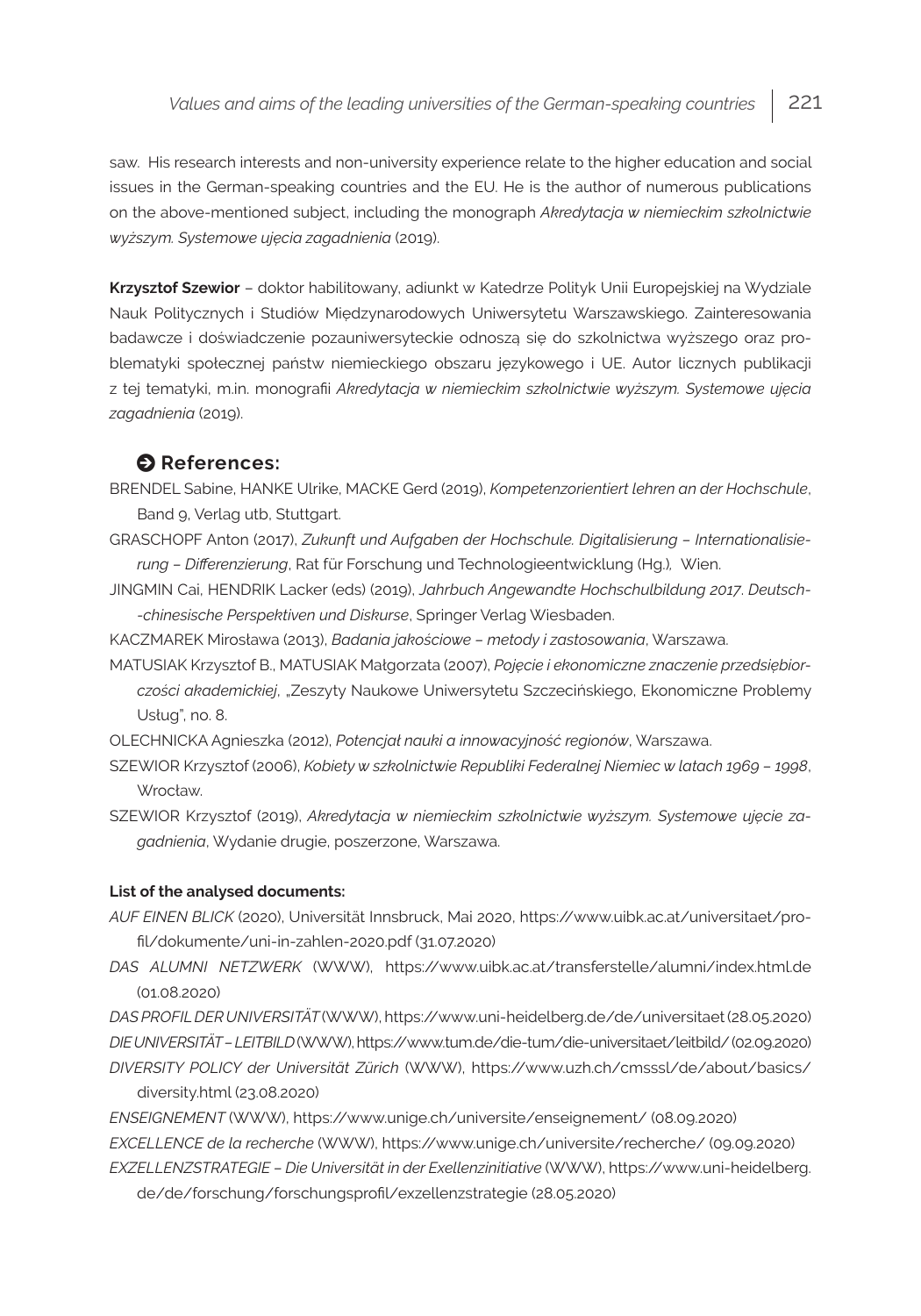saw. His research interests and non-university experience relate to the higher education and social issues in the German-speaking countries and the EU. He is the author of numerous publications on the above-mentioned subject, including the monograph *Akredytacja w niemieckim szkolnictwie wyższym. Systemowe ujęcia zagadnienia* (2019).

**Krzysztof Szewior** – doktor habilitowany, adiunkt w Katedrze Polityk Unii Europejskiej na Wydziale Nauk Politycznych i Studiów Międzynarodowych Uniwersytetu Warszawskiego. Zainteresowania badawcze i doświadczenie pozauniwersyteckie odnoszą się do szkolnictwa wyższego oraz problematyki społecznej państw niemieckiego obszaru językowego i UE. Autor licznych publikacji z tej tematyki, m.in. monografii *Akredytacja w niemieckim szkolnictwie wyższym. Systemowe ujęcia zagadnienia* (2019).

## References:

BRENDEL Sabine, HANKE Ulrike, MACKE Gerd (2019), *Kompetenzorientiert lehren an der Hochschule*, Band 9, Verlag utb, Stuttgart.

GRASCHOPF Anton (2017), *Zukunft und Aufgaben der Hochschule. Digitalisierung – Internationalisierung – Differenzierung*, Rat für Forschung und Technologieentwicklung (Hg.), Wien.

JINGMIN Cai, HENDRIK Lacker (eds) (2019), *Jahrbuch Angewandte Hochschulbildung 2017. Deutsch--chinesische Perspektiven und Diskurse*, Springer Verlag Wiesbaden.

KACZMAREK Mirosława (2013), *Badania jakościowe – metody i zastosowania*, Warszawa.

MATUSIAK Krzysztof B., MATUSIAK Małgorzata (2007), *Pojęcie i ekonomiczne znaczenie przedsiębiorczości akademickiej*, „Zeszyty Naukowe Uniwersytetu Szczecińskiego, Ekonomiczne Problemy Usług", no. 8.

OLECHNICKA Agnieszka (2012), *Potencjał nauki a innowacyjność regionów*, Warszawa.

SZEWIOR Krzysztof (2006), *Kobiety w szkolnictwie Republiki Federalnej Niemiec w latach 1969 – 1998*, Wrocław.

SZEWIOR Krzysztof (2019), *Akredytacja w niemieckim szkolnictwie wyższym. Systemowe ujęcie zagadnienia*, Wydanie drugie, poszerzone, Warszawa.

**List of the analysed documents:**

*AUF EINEN BLICK* (2020), Universität Innsbruck, Mai 2020, https://www.uibk.ac.at/universitaet/profil/dokumente/uni-in-zahlen-2020.pdf (31.07.2020)

*DAS ALUMNI NETZWERK* (WWW), https://www.uibk.ac.at/transferstelle/alumni/index.html.de (01.08.2020)

*DAS PROFIL DER UNIVERSITÄT* (WWW), https://www.uni-heidelberg.de/de/universitaet (28.05.2020)

*DIE UNIVERSITÄT – LEITBILD* (WWW), https://www.tum.de/die-tum/die-universitaet/leitbild/ (02.09.2020)

*DIVERSITY POLICY der Universität Zürich* (WWW), https://www.uzh.ch/cmsssl/de/about/basics/diversity.html (23.08.2020)

*ENSEIGNEMENT* (WWW), https://www.unige.ch/universite/enseignement/ (08.09.2020)

*EXCELLENCE de la recherche* (WWW), https://www.unige.ch/universite/recherche/ (09.09.2020)

*EXZELLENZSTRATEGIE – Die Universität in der Exellenzinitiative* (WWW), https://www.uni-heidelberg.de/de/forschung/forschungsprofil/exzellenzstrategie (28.05.2020)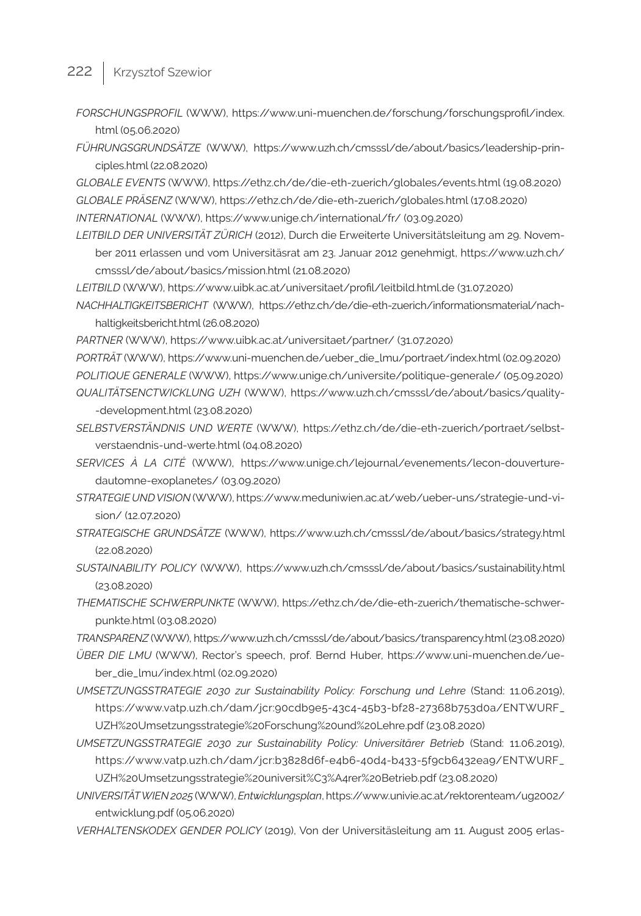*FORSCHUNGSPROFIL* (WWW), https://www.uni-muenchen.de/forschung/forschungsprofil/index.html (05.06.2020)

*FÜHRUNGSGRUNDSÄTZE* (WWW), https://www.uzh.ch/cmsssl/de/about/basics/leadership-principles.html (22.08.2020)

*GLOBALE EVENTS* (WWW), https://ethz.ch/de/die-eth-zuerich/globales/events.html (19.08.2020)

*GLOBALE PRÄSENZ* (WWW), https://ethz.ch/de/die-eth-zuerich/globales.html (17.08.2020)

*INTERNATIONAL* (WWW), https://www.unige.ch/international/fr/ (03.09.2020)

*LEITBILD DER UNIVERSITÄT ZÜRICH* (2012), Durch die Erweiterte Universitätsleitung am 29. November 2011 erlassen und vom Universitäsrat am 23. Januar 2012 genehmigt, https://www.uzh.ch/cmsssl/de/about/basics/mission.html (21.08.2020)

*LEITBILD* (WWW), https://www.uibk.ac.at/universitaet/profil/leitbild.html.de (31.07.2020)

*NACHHALTIGKEITSBERICHT* (WWW), https://ethz.ch/de/die-eth-zuerich/informationsmaterial/nachhaltigkeitsbericht.html (26.08.2020)

*PARTNER* (WWW), https://www.uibk.ac.at/universitaet/partner/ (31.07.2020)

*PORTRÄT* (WWW), https://www.uni-muenchen.de/ueber_die_lmu/portraet/index.html (02.09.2020)

*POLITIQUE GENERALE* (WWW), https://www.unige.ch/universite/politique-generale/ (05.09.2020)

*QUALITÄTSENCTWICKLUNG UZH* (WWW), https://www.uzh.ch/cmsssl/de/about/basics/quality--development.html (23.08.2020)

*SELBSTVERSTÄNDNIS UND WERTE* (WWW), https://ethz.ch/de/die-eth-zuerich/portraet/selbstverstaendnis-und-werte.html (04.08.2020)

*SERVICES À LA CITÉ* (WWW), https://www.unige.ch/lejournal/evenements/lecon-douverturedautomne-exoplanetes/ (03.09.2020)

*STRATEGIE UND VISION* (WWW), https://www.meduniwien.ac.at/web/ueber-uns/strategie-und-vision/ (12.07.2020)

*STRATEGISCHE GRUNDSÄTZE* (WWW), https://www.uzh.ch/cmsssl/de/about/basics/strategy.html (22.08.2020)

*SUSTAINABILITY POLICY* (WWW), https://www.uzh.ch/cmsssl/de/about/basics/sustainability.html (23.08.2020)

*THEMATISCHE SCHWERPUNKTE* (WWW), https://ethz.ch/de/die-eth-zuerich/thematische-schwerpunkte.html (03.08.2020)

*TRANSPARENZ* (WWW), https://www.uzh.ch/cmsssl/de/about/basics/transparency.html (23.08.2020)

*ÜBER DIE LMU* (WWW), Rector's speech, prof. Bernd Huber, https://www.uni-muenchen.de/ueber_die_lmu/index.html (02.09.2020)

*UMSETZUNGSSTRATEGIE 2030 zur Sustainability Policy: Forschung und Lehre* (Stand: 11.06.2019), https://www.vatp.uzh.ch/dam/jcr:90cdb9e5-43c4-45b3-bf28-27368b753d0a/ENTWURF_UZH%20Umsetzungsstrategie%20Forschung%20und%20Lehre.pdf (23.08.2020)

*UMSETZUNGSSTRATEGIE 2030 zur Sustainability Policy: Universitärer Betrieb* (Stand: 11.06.2019), https://www.vatp.uzh.ch/dam/jcr:b3828d6f-e4b6-40d4-b433-5f9cb6432ea9/ENTWURF_UZH%20Umsetzungsstrategie%20universit%C3%A4rer%20Betrieb.pdf (23.08.2020)

*UNIVERSITÄT WIEN 2025* (WWW), *Entwicklungsplan*, https://www.univie.ac.at/rektorenteam/ug2002/entwicklung.pdf (05.06.2020)

*VERHALTENSKODEX GENDER POLICY* (2019), Von der Universitäsleitung am 11. August 2005 erlas-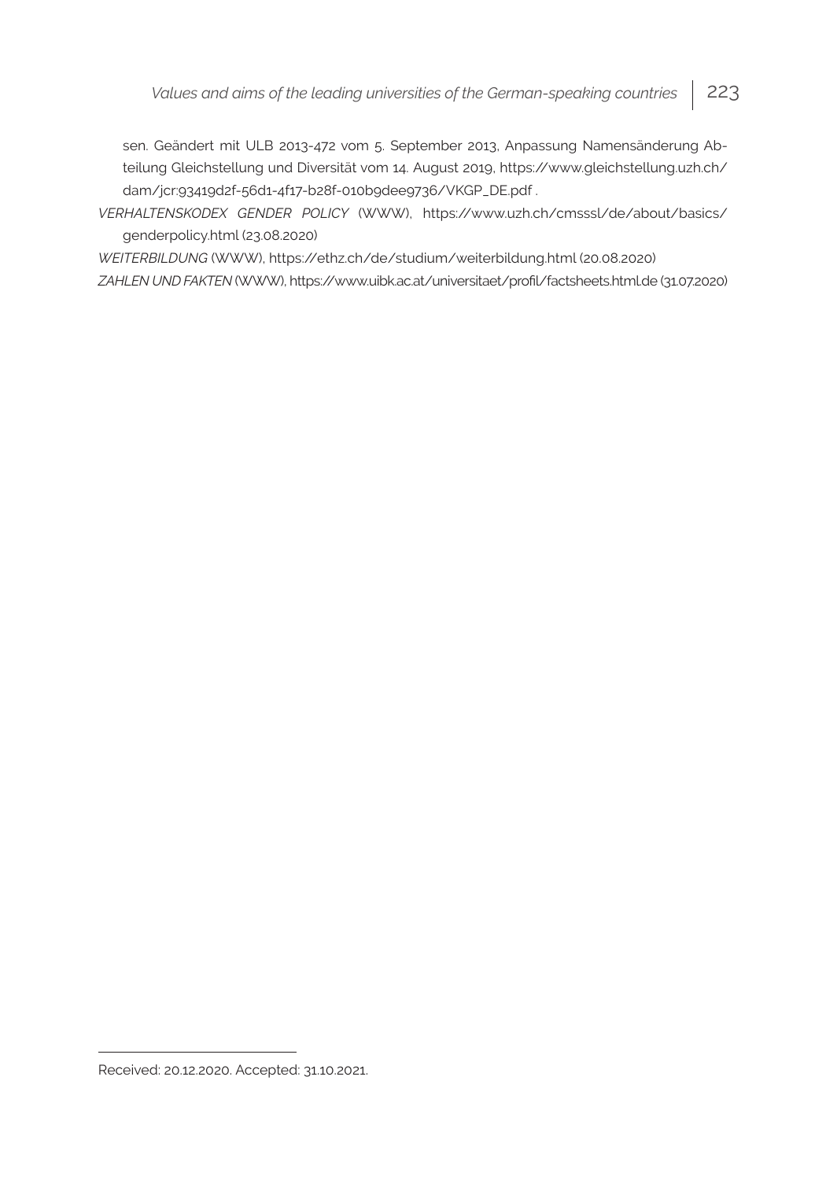sen. Geändert mit ULB 2013-472 vom 5. September 2013, Anpassung Namensänderung Abteilung Gleichstellung und Diversität vom 14. August 2019, https://www.gleichstellung.uzh.ch/dam/jcr:93419d2f-56d1-4f17-b28f-010b9dee9736/VKGP_DE.pdf .

*VERHALTENSKODEX GENDER POLICY* (WWW), https://www.uzh.ch/cmsssl/de/about/basics/genderpolicy.html (23.08.2020)

*WEITERBILDUNG* (WWW), https://ethz.ch/de/studium/weiterbildung.html (20.08.2020)

*ZAHLEN UND FAKTEN* (WWW), https://www.uibk.ac.at/universitaet/profil/factsheets.html.de (31.07.2020)

Received: 20.12.2020. Accepted: 31.10.2021.